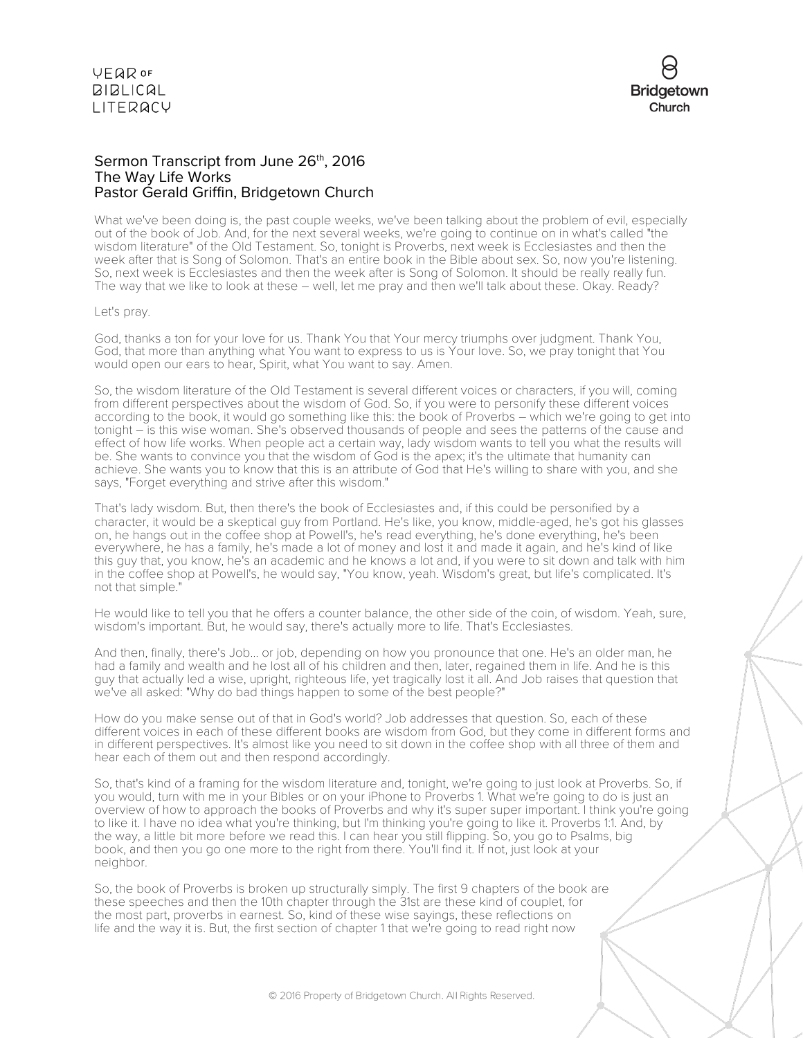## Sermon Transcript from June 26th, 2016
## The Way Life Works
## Pastor Gerald Griffin, Bridgetown Church

What we've been doing is, the past couple weeks, we've been talking about the problem of evil, especially out of the book of Job. And, for the next several weeks, we're going to continue on in what's called "the wisdom literature" of the Old Testament. So, tonight is Proverbs, next week is Ecclesiastes and then the week after that is Song of Solomon. That's an entire book in the Bible about sex. So, now you're listening. So, next week is Ecclesiastes and then the week after is Song of Solomon. It should be really really fun. The way that we like to look at these – well, let me pray and then we'll talk about these. Okay. Ready?

Let's pray.

God, thanks a ton for your love for us. Thank You that Your mercy triumphs over judgment. Thank You, God, that more than anything what You want to express to us is Your love. So, we pray tonight that You would open our ears to hear, Spirit, what You want to say. Amen.

So, the wisdom literature of the Old Testament is several different voices or characters, if you will, coming from different perspectives about the wisdom of God. So, if you were to personify these different voices according to the book, it would go something like this: the book of Proverbs – which we're going to get into tonight – is this wise woman. She's observed thousands of people and sees the patterns of the cause and effect of how life works. When people act a certain way, lady wisdom wants to tell you what the results will be. She wants to convince you that the wisdom of God is the apex; it's the ultimate that humanity can achieve. She wants you to know that this is an attribute of God that He's willing to share with you, and she says, "Forget everything and strive after this wisdom."

That's lady wisdom. But, then there's the book of Ecclesiastes and, if this could be personified by a character, it would be a skeptical guy from Portland. He's like, you know, middle-aged, he's got his glasses on, he hangs out in the coffee shop at Powell's, he's read everything, he's done everything, he's been everywhere, he has a family, he's made a lot of money and lost it and made it again, and he's kind of like this guy that, you know, he's an academic and he knows a lot and, if you were to sit down and talk with him in the coffee shop at Powell's, he would say, "You know, yeah. Wisdom's great, but life's complicated. It's not that simple."

He would like to tell you that he offers a counter balance, the other side of the coin, of wisdom. Yeah, sure, wisdom's important. But, he would say, there's actually more to life. That's Ecclesiastes.

And then, finally, there's Job... or job, depending on how you pronounce that one. He's an older man, he had a family and wealth and he lost all of his children and then, later, regained them in life. And he is this guy that actually led a wise, upright, righteous life, yet tragically lost it all. And Job raises that question that we've all asked: "Why do bad things happen to some of the best people?"

How do you make sense out of that in God's world? Job addresses that question. So, each of these different voices in each of these different books are wisdom from God, but they come in different forms and in different perspectives. It's almost like you need to sit down in the coffee shop with all three of them and hear each of them out and then respond accordingly.

So, that's kind of a framing for the wisdom literature and, tonight, we're going to just look at Proverbs. So, if you would, turn with me in your Bibles or on your iPhone to Proverbs 1. What we're going to do is just an overview of how to approach the books of Proverbs and why it's super super important. I think you're going to like it. I have no idea what you're thinking, but I'm thinking you're going to like it. Proverbs 1:1. And, by the way, a little bit more before we read this. I can hear you still flipping. So, you go to Psalms, big book, and then you go one more to the right from there. You'll find it. If not, just look at your neighbor.

So, the book of Proverbs is broken up structurally simply. The first 9 chapters of the book are these speeches and then the 10th chapter through the 31st are these kind of couplet, for the most part, proverbs in earnest. So, kind of these wise sayings, these reflections on life and the way it is. But, the first section of chapter 1 that we're going to read right now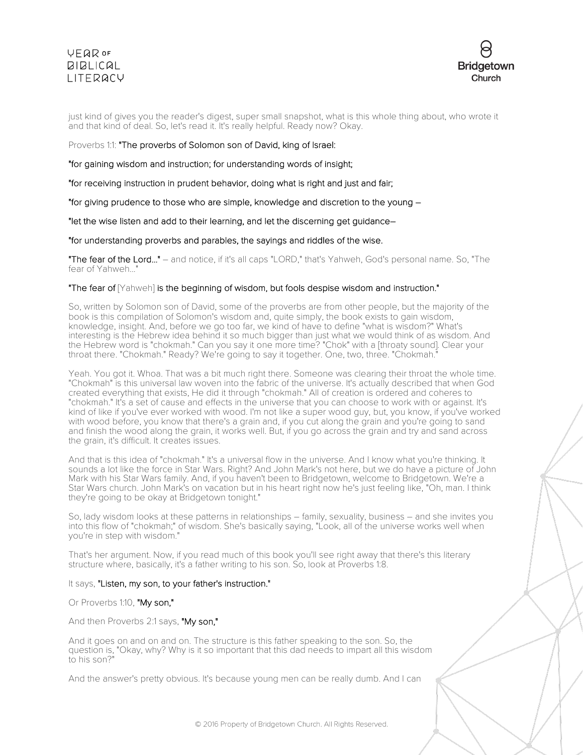just kind of gives you the reader's digest, super small snapshot, what is this whole thing about, who wrote it and that kind of deal. So, let's read it. It's really helpful. Ready now? Okay.

Proverbs 1:1: **"The proverbs of Solomon son of David, king of Israel:**

**"for gaining wisdom and instruction; for understanding words of insight;**

**"for receiving instruction in prudent behavior, doing what is right and just and fair;**

**"for giving prudence to those who are simple, knowledge and discretion to the young –**

**"let the wise listen and add to their learning, and let the discerning get guidance–**

**"for understanding proverbs and parables, the sayings and riddles of the wise.**

**"The fear of the Lord..."** – and notice, if it's all caps "LORD," that's Yahweh, God's personal name. So, "The fear of Yahweh..."

**"The fear of** [Yahweh] **is the beginning of wisdom, but fools despise wisdom and instruction."**

So, written by Solomon son of David, some of the proverbs are from other people, but the majority of the book is this compilation of Solomon's wisdom and, quite simply, the book exists to gain wisdom, knowledge, insight. And, before we go too far, we kind of have to define "what is wisdom?" What's interesting is the Hebrew idea behind it so much bigger than just what we would think of as wisdom. And the Hebrew word is "chokmah." Can you say it one more time? "Chok" with a [throaty sound]. Clear your throat there. "Chokmah." Ready? We're going to say it together. One, two, three. "Chokmah."

Yeah. You got it. Whoa. That was a bit much right there. Someone was clearing their throat the whole time. "Chokmah" is this universal law woven into the fabric of the universe. It's actually described that when God created everything that exists, He did it through "chokmah." All of creation is ordered and coheres to "chokmah." It's a set of cause and effects in the universe that you can choose to work with or against. It's kind of like if you've ever worked with wood. I'm not like a super wood guy, but, you know, if you've worked with wood before, you know that there's a grain and, if you cut along the grain and you're going to sand and finish the wood along the grain, it works well. But, if you go across the grain and try and sand across the grain, it's difficult. It creates issues.

And that is this idea of "chokmah." It's a universal flow in the universe. And I know what you're thinking. It sounds a lot like the force in Star Wars. Right? And John Mark's not here, but we do have a picture of John Mark with his Star Wars family. And, if you haven't been to Bridgetown, welcome to Bridgetown. We're a Star Wars church. John Mark's on vacation but in his heart right now he's just feeling like, "Oh, man. I think they're going to be okay at Bridgetown tonight."

So, lady wisdom looks at these patterns in relationships – family, sexuality, business – and she invites you into this flow of "chokmah;" of wisdom. She's basically saying, "Look, all of the universe works well when you're in step with wisdom."

That's her argument. Now, if you read much of this book you'll see right away that there's this literary structure where, basically, it's a father writing to his son. So, look at Proverbs 1:8.

It says, **"Listen, my son, to your father's instruction."**

Or Proverbs 1:10, **"My son,"**

And then Proverbs 2:1 says, **"My son,"**

And it goes on and on and on. The structure is this father speaking to the son. So, the question is, "Okay, why? Why is it so important that this dad needs to impart all this wisdom to his son?"

And the answer's pretty obvious. It's because young men can be really dumb. And I can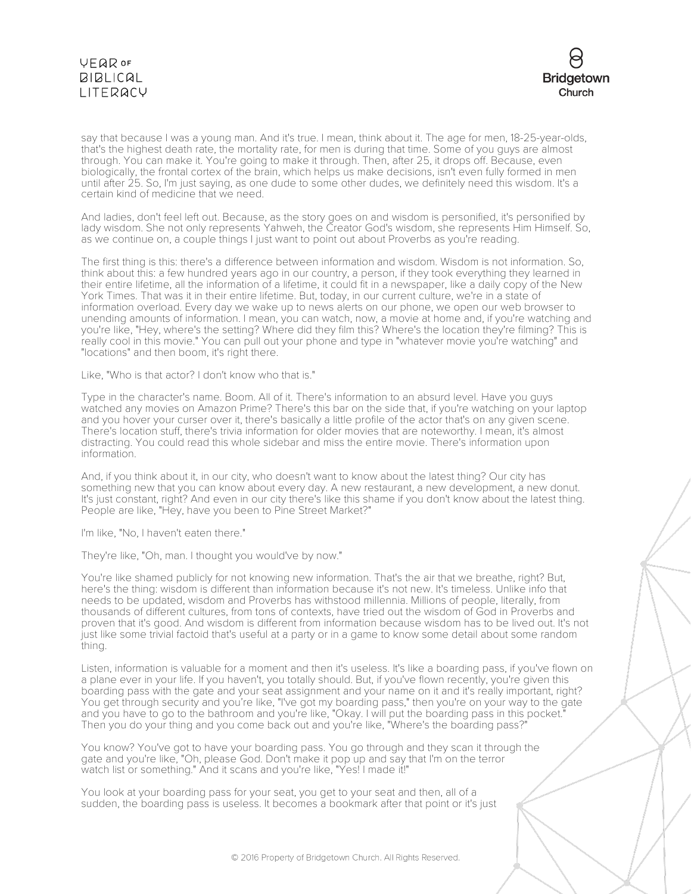say that because I was a young man. And it's true. I mean, think about it. The age for men, 18-25-year-olds, that's the highest death rate, the mortality rate, for men is during that time. Some of you guys are almost through. You can make it. You're going to make it through. Then, after 25, it drops off. Because, even biologically, the frontal cortex of the brain, which helps us make decisions, isn't even fully formed in men until after 25. So, I'm just saying, as one dude to some other dudes, we definitely need this wisdom. It's a certain kind of medicine that we need.

And ladies, don't feel left out. Because, as the story goes on and wisdom is personified, it's personified by lady wisdom. She not only represents Yahweh, the Creator God's wisdom, she represents Him Himself. So, as we continue on, a couple things I just want to point out about Proverbs as you're reading.

The first thing is this: there's a difference between information and wisdom. Wisdom is not information. So, think about this: a few hundred years ago in our country, a person, if they took everything they learned in their entire lifetime, all the information of a lifetime, it could fit in a newspaper, like a daily copy of the New York Times. That was it in their entire lifetime. But, today, in our current culture, we're in a state of information overload. Every day we wake up to news alerts on our phone, we open our web browser to unending amounts of information. I mean, you can watch, now, a movie at home and, if you're watching and you're like, "Hey, where's the setting? Where did they film this? Where's the location they're filming? This is really cool in this movie." You can pull out your phone and type in "whatever movie you're watching" and "locations" and then boom, it's right there.

Like, "Who is that actor? I don't know who that is."

Type in the character's name. Boom. All of it. There's information to an absurd level. Have you guys watched any movies on Amazon Prime? There's this bar on the side that, if you're watching on your laptop and you hover your curser over it, there's basically a little profile of the actor that's on any given scene. There's location stuff, there's trivia information for older movies that are noteworthy. I mean, it's almost distracting. You could read this whole sidebar and miss the entire movie. There's information upon information.

And, if you think about it, in our city, who doesn't want to know about the latest thing? Our city has something new that you can know about every day. A new restaurant, a new development, a new donut. It's just constant, right? And even in our city there's like this shame if you don't know about the latest thing. People are like, "Hey, have you been to Pine Street Market?"

I'm like, "No, I haven't eaten there."

They're like, "Oh, man. I thought you would've by now."

You're like shamed publicly for not knowing new information. That's the air that we breathe, right? But, here's the thing: wisdom is different than information because it's not new. It's timeless. Unlike info that needs to be updated, wisdom and Proverbs has withstood millennia. Millions of people, literally, from thousands of different cultures, from tons of contexts, have tried out the wisdom of God in Proverbs and proven that it's good. And wisdom is different from information because wisdom has to be lived out. It's not just like some trivial factoid that's useful at a party or in a game to know some detail about some random thing.

Listen, information is valuable for a moment and then it's useless. It's like a boarding pass, if you've flown on a plane ever in your life. If you haven't, you totally should. But, if you've flown recently, you're given this boarding pass with the gate and your seat assignment and your name on it and it's really important, right? You get through security and you're like, "I've got my boarding pass," then you're on your way to the gate and you have to go to the bathroom and you're like, "Okay. I will put the boarding pass in this pocket." Then you do your thing and you come back out and you're like, "Where's the boarding pass?"

You know? You've got to have your boarding pass. You go through and they scan it through the gate and you're like, "Oh, please God. Don't make it pop up and say that I'm on the terror watch list or something." And it scans and you're like, "Yes! I made it!"

You look at your boarding pass for your seat, you get to your seat and then, all of a sudden, the boarding pass is useless. It becomes a bookmark after that point or it's just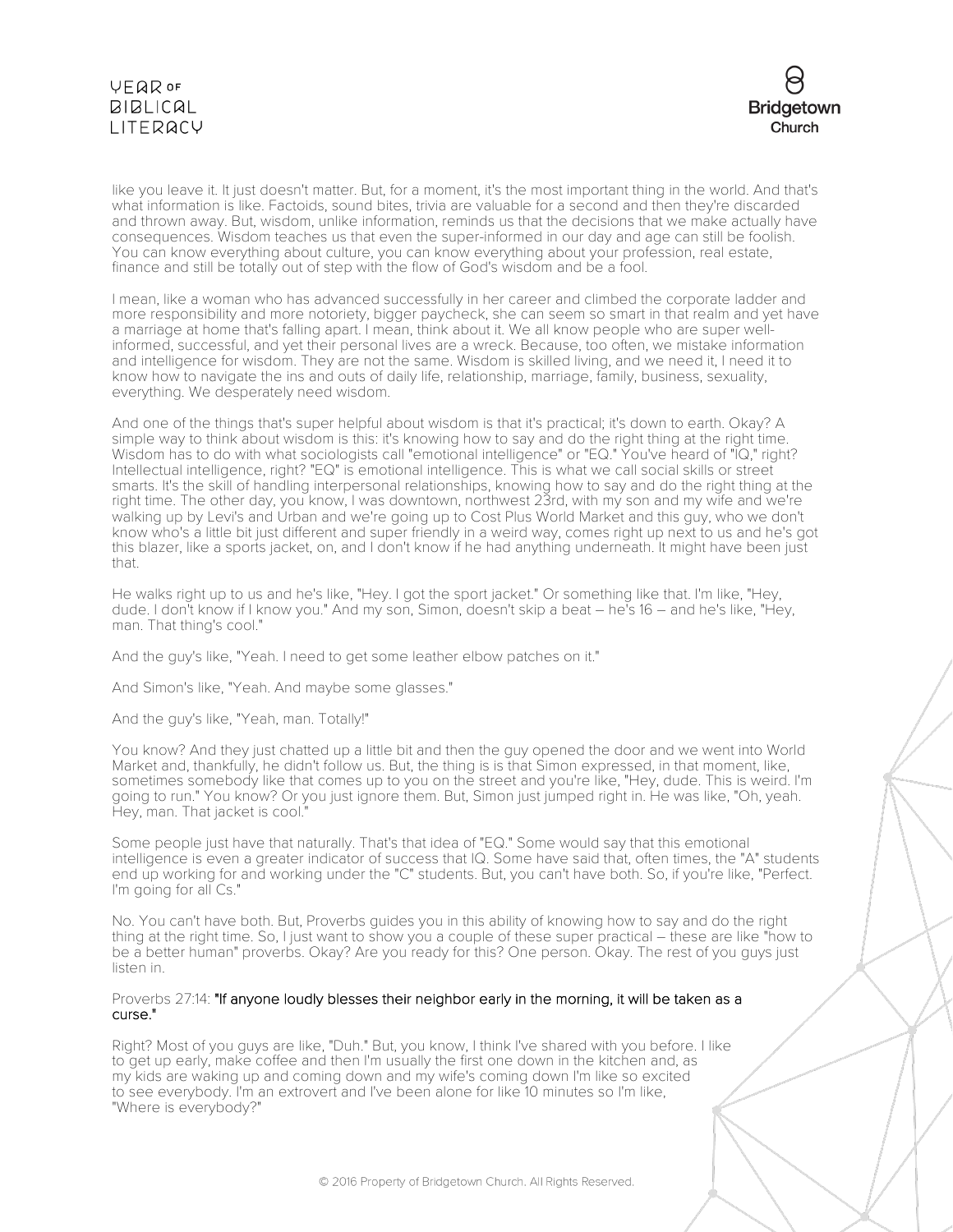like you leave it. It just doesn't matter. But, for a moment, it's the most important thing in the world. And that's what information is like. Factoids, sound bites, trivia are valuable for a second and then they're discarded and thrown away. But, wisdom, unlike information, reminds us that the decisions that we make actually have consequences. Wisdom teaches us that even the super-informed in our day and age can still be foolish. You can know everything about culture, you can know everything about your profession, real estate, finance and still be totally out of step with the flow of God's wisdom and be a fool.

I mean, like a woman who has advanced successfully in her career and climbed the corporate ladder and more responsibility and more notoriety, bigger paycheck, she can seem so smart in that realm and yet have a marriage at home that's falling apart. I mean, think about it. We all know people who are super well-informed, successful, and yet their personal lives are a wreck. Because, too often, we mistake information and intelligence for wisdom. They are not the same. Wisdom is skilled living, and we need it, I need it to know how to navigate the ins and outs of daily life, relationship, marriage, family, business, sexuality, everything. We desperately need wisdom.

And one of the things that's super helpful about wisdom is that it's practical; it's down to earth. Okay? A simple way to think about wisdom is this: it's knowing how to say and do the right thing at the right time. Wisdom has to do with what sociologists call "emotional intelligence" or "EQ." You've heard of "IQ," right? Intellectual intelligence, right? "EQ" is emotional intelligence. This is what we call social skills or street smarts. It's the skill of handling interpersonal relationships, knowing how to say and do the right thing at the right time. The other day, you know, I was downtown, northwest 23rd, with my son and my wife and we're walking up by Levi's and Urban and we're going up to Cost Plus World Market and this guy, who we don't know who's a little bit just different and super friendly in a weird way, comes right up next to us and he's got this blazer, like a sports jacket, on, and I don't know if he had anything underneath. It might have been just that.

He walks right up to us and he's like, "Hey. I got the sport jacket." Or something like that. I'm like, "Hey, dude. I don't know if I know you." And my son, Simon, doesn't skip a beat – he's 16 – and he's like, "Hey, man. That thing's cool."

And the guy's like, "Yeah. I need to get some leather elbow patches on it."

And Simon's like, "Yeah. And maybe some glasses."

And the guy's like, "Yeah, man. Totally!"

You know? And they just chatted up a little bit and then the guy opened the door and we went into World Market and, thankfully, he didn't follow us. But, the thing is is that Simon expressed, in that moment, like, sometimes somebody like that comes up to you on the street and you're like, "Hey, dude. This is weird. I'm going to run." You know? Or you just ignore them. But, Simon just jumped right in. He was like, "Oh, yeah. Hey, man. That jacket is cool."

Some people just have that naturally. That's that idea of "EQ." Some would say that this emotional intelligence is even a greater indicator of success that IQ. Some have said that, often times, the "A" students end up working for and working under the "C" students. But, you can't have both. So, if you're like, "Perfect. I'm going for all Cs."

No. You can't have both. But, Proverbs guides you in this ability of knowing how to say and do the right thing at the right time. So, I just want to show you a couple of these super practical – these are like "how to be a better human" proverbs. Okay? Are you ready for this? One person. Okay. The rest of you guys just listen in.

Proverbs 27:14: "If anyone loudly blesses their neighbor early in the morning, it will be taken as a curse."

Right? Most of you guys are like, "Duh." But, you know, I think I've shared with you before. I like to get up early, make coffee and then I'm usually the first one down in the kitchen and, as my kids are waking up and coming down and my wife's coming down I'm like so excited to see everybody. I'm an extrovert and I've been alone for like 10 minutes so I'm like, "Where is everybody?"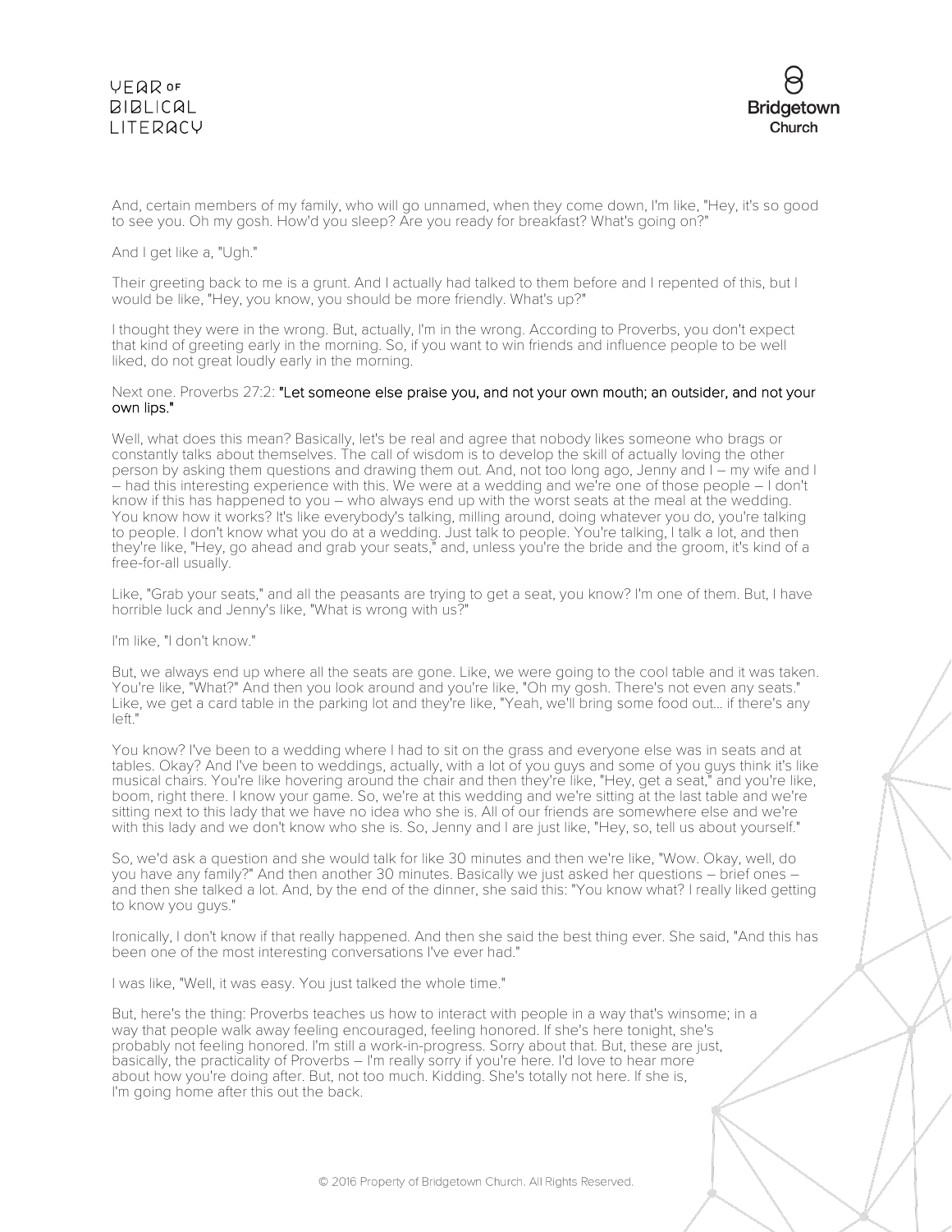And, certain members of my family, who will go unnamed, when they come down, I'm like, "Hey, it's so good to see you. Oh my gosh. How'd you sleep? Are you ready for breakfast? What's going on?"

And I get like a, "Ugh."

Their greeting back to me is a grunt. And I actually had talked to them before and I repented of this, but I would be like, "Hey, you know, you should be more friendly. What's up?"

I thought they were in the wrong. But, actually, I'm in the wrong. According to Proverbs, you don't expect that kind of greeting early in the morning. So, if you want to win friends and influence people to be well liked, do not great loudly early in the morning.

Next one. Proverbs 27:2: "Let someone else praise you, and not your own mouth; an outsider, and not your own lips."

Well, what does this mean? Basically, let's be real and agree that nobody likes someone who brags or constantly talks about themselves. The call of wisdom is to develop the skill of actually loving the other person by asking them questions and drawing them out. And, not too long ago, Jenny and I – my wife and I – had this interesting experience with this. We were at a wedding and we're one of those people – I don't know if this has happened to you – who always end up with the worst seats at the meal at the wedding. You know how it works? It's like everybody's talking, milling around, doing whatever you do, you're talking to people. I don't know what you do at a wedding. Just talk to people. You're talking, I talk a lot, and then they're like, "Hey, go ahead and grab your seats," and, unless you're the bride and the groom, it's kind of a free-for-all usually.

Like, "Grab your seats," and all the peasants are trying to get a seat, you know? I'm one of them. But, I have horrible luck and Jenny's like, "What is wrong with us?"

I'm like, "I don't know."

But, we always end up where all the seats are gone. Like, we were going to the cool table and it was taken. You're like, "What?" And then you look around and you're like, "Oh my gosh. There's not even any seats." Like, we get a card table in the parking lot and they're like, "Yeah, we'll bring some food out... if there's any left."

You know? I've been to a wedding where I had to sit on the grass and everyone else was in seats and at tables. Okay? And I've been to weddings, actually, with a lot of you guys and some of you guys think it's like musical chairs. You're like hovering around the chair and then they're like, "Hey, get a seat," and you're like, boom, right there. I know your game. So, we're at this wedding and we're sitting at the last table and we're sitting next to this lady that we have no idea who she is. All of our friends are somewhere else and we're with this lady and we don't know who she is. So, Jenny and I are just like, "Hey, so, tell us about yourself."

So, we'd ask a question and she would talk for like 30 minutes and then we're like, "Wow. Okay, well, do you have any family?" And then another 30 minutes. Basically we just asked her questions – brief ones – and then she talked a lot. And, by the end of the dinner, she said this: "You know what? I really liked getting to know you guys."

Ironically, I don't know if that really happened. And then she said the best thing ever. She said, "And this has been one of the most interesting conversations I've ever had."

I was like, "Well, it was easy. You just talked the whole time."

But, here's the thing: Proverbs teaches us how to interact with people in a way that's winsome; in a way that people walk away feeling encouraged, feeling honored. If she's here tonight, she's probably not feeling honored. I'm still a work-in-progress. Sorry about that. But, these are just, basically, the practicality of Proverbs – I'm really sorry if you're here. I'd love to hear more about how you're doing after. But, not too much. Kidding. She's totally not here. If she is, I'm going home after this out the back.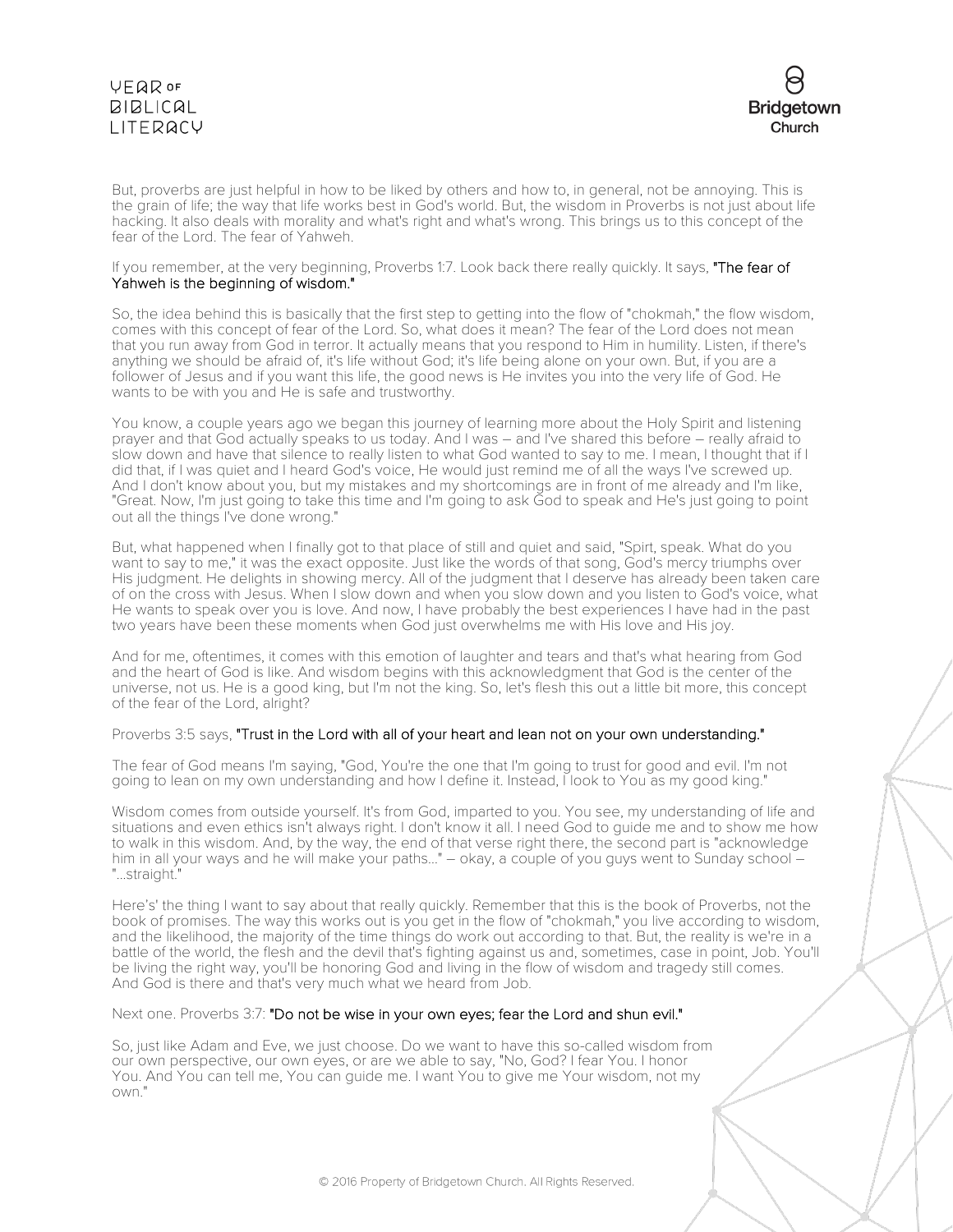But, proverbs are just helpful in how to be liked by others and how to, in general, not be annoying. This is the grain of life; the way that life works best in God's world. But, the wisdom in Proverbs is not just about life hacking. It also deals with morality and what's right and what's wrong. This brings us to this concept of the fear of the Lord. The fear of Yahweh.

If you remember, at the very beginning, Proverbs 1:7. Look back there really quickly. It says, **"The fear of Yahweh is the beginning of wisdom."**

So, the idea behind this is basically that the first step to getting into the flow of "chokmah," the flow wisdom, comes with this concept of fear of the Lord. So, what does it mean? The fear of the Lord does not mean that you run away from God in terror. It actually means that you respond to Him in humility. Listen, if there's anything we should be afraid of, it's life without God; it's life being alone on your own. But, if you are a follower of Jesus and if you want this life, the good news is He invites you into the very life of God. He wants to be with you and He is safe and trustworthy.

You know, a couple years ago we began this journey of learning more about the Holy Spirit and listening prayer and that God actually speaks to us today. And I was – and I've shared this before – really afraid to slow down and have that silence to really listen to what God wanted to say to me. I mean, I thought that if I did that, if I was quiet and I heard God's voice, He would just remind me of all the ways I've screwed up. And I don't know about you, but my mistakes and my shortcomings are in front of me already and I'm like, "Great. Now, I'm just going to take this time and I'm going to ask God to speak and He's just going to point out all the things I've done wrong."

But, what happened when I finally got to that place of still and quiet and said, "Spirt, speak. What do you want to say to me," it was the exact opposite. Just like the words of that song, God's mercy triumphs over His judgment. He delights in showing mercy. All of the judgment that I deserve has already been taken care of on the cross with Jesus. When I slow down and when you slow down and you listen to God's voice, what He wants to speak over you is love. And now, I have probably the best experiences I have had in the past two years have been these moments when God just overwhelms me with His love and His joy.

And for me, oftentimes, it comes with this emotion of laughter and tears and that's what hearing from God and the heart of God is like. And wisdom begins with this acknowledgment that God is the center of the universe, not us. He is a good king, but I'm not the king. So, let's flesh this out a little bit more, this concept of the fear of the Lord, alright?

Proverbs 3:5 says, **"Trust in the Lord with all of your heart and lean not on your own understanding."**

The fear of God means I'm saying, "God, You're the one that I'm going to trust for good and evil. I'm not going to lean on my own understanding and how I define it. Instead, I look to You as my good king."

Wisdom comes from outside yourself. It's from God, imparted to you. You see, my understanding of life and situations and even ethics isn't always right. I don't know it all. I need God to guide me and to show me how to walk in this wisdom. And, by the way, the end of that verse right there, the second part is "acknowledge him in all your ways and he will make your paths..." – okay, a couple of you guys went to Sunday school – "...straight."

Here's' the thing I want to say about that really quickly. Remember that this is the book of Proverbs, not the book of promises. The way this works out is you get in the flow of "chokmah," you live according to wisdom, and the likelihood, the majority of the time things do work out according to that. But, the reality is we're in a battle of the world, the flesh and the devil that's fighting against us and, sometimes, case in point, Job. You'll be living the right way, you'll be honoring God and living in the flow of wisdom and tragedy still comes. And God is there and that's very much what we heard from Job.

Next one. Proverbs 3:7: **"Do not be wise in your own eyes; fear the Lord and shun evil."**

So, just like Adam and Eve, we just choose. Do we want to have this so-called wisdom from our own perspective, our own eyes, or are we able to say, "No, God? I fear You. I honor You. And You can tell me, You can guide me. I want You to give me Your wisdom, not my own."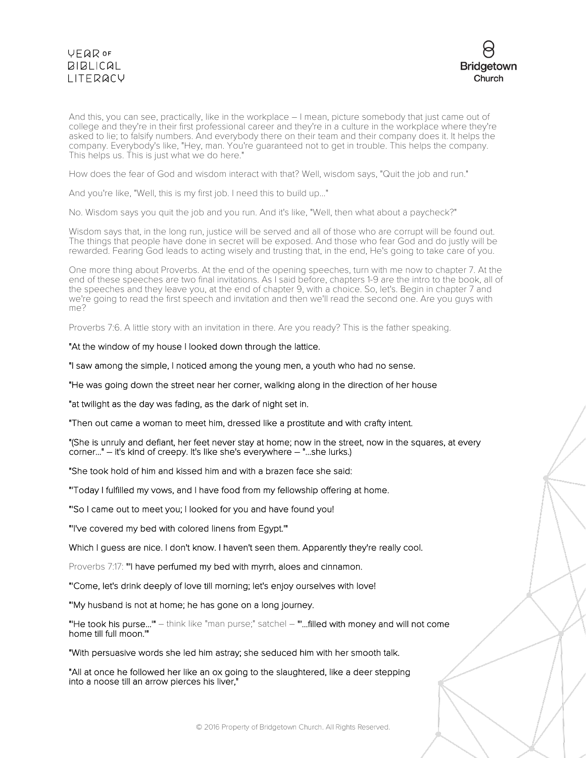And this, you can see, practically, like in the workplace – I mean, picture somebody that just came out of college and they're in their first professional career and they're in a culture in the workplace where they're asked to lie; to falsify numbers. And everybody there on their team and their company does it. It helps the company. Everybody's like, "Hey, man. You're guaranteed not to get in trouble. This helps the company. This helps us. This is just what we do here."

How does the fear of God and wisdom interact with that? Well, wisdom says, "Quit the job and run."

And you're like, "Well, this is my first job. I need this to build up..."

No. Wisdom says you quit the job and you run. And it's like, "Well, then what about a paycheck?"

Wisdom says that, in the long run, justice will be served and all of those who are corrupt will be found out. The things that people have done in secret will be exposed. And those who fear God and do justly will be rewarded. Fearing God leads to acting wisely and trusting that, in the end, He's going to take care of you.

One more thing about Proverbs. At the end of the opening speeches, turn with me now to chapter 7. At the end of these speeches are two final invitations. As I said before, chapters 1-9 are the intro to the book, all of the speeches and they leave you, at the end of chapter 9, with a choice. So, let's. Begin in chapter 7 and we're going to read the first speech and invitation and then we'll read the second one. Are you guys with me?

Proverbs 7:6. A little story with an invitation in there. Are you ready? This is the father speaking.

"At the window of my house I looked down through the lattice.

"I saw among the simple, I noticed among the young men, a youth who had no sense.

"He was going down the street near her corner, walking along in the direction of her house

"at twilight as the day was fading, as the dark of night set in.

"Then out came a woman to meet him, dressed like a prostitute and with crafty intent.

"(She is unruly and defiant, her feet never stay at home; now in the street, now in the squares, at every corner..." – it's kind of creepy. It's like she's everywhere – "...she lurks.)

"She took hold of him and kissed him and with a brazen face she said:

"'Today I fulfilled my vows, and I have food from my fellowship offering at home.

"'So I came out to meet you; I looked for you and have found you!

"'I've covered my bed with colored linens from Egypt.'"

Which I guess are nice. I don't know. I haven't seen them. Apparently they're really cool.

Proverbs 7:17: "'I have perfumed my bed with myrrh, aloes and cinnamon.

"'Come, let's drink deeply of love till morning; let's enjoy ourselves with love!

"'My husband is not at home; he has gone on a long journey.

"'He took his purse...'" – think like "man purse;" satchel – "'...filled with money and will not come home till full moon.'"

"With persuasive words she led him astray; she seduced him with her smooth talk.

"All at once he followed her like an ox going to the slaughtered, like a deer stepping into a noose till an arrow pierces his liver,"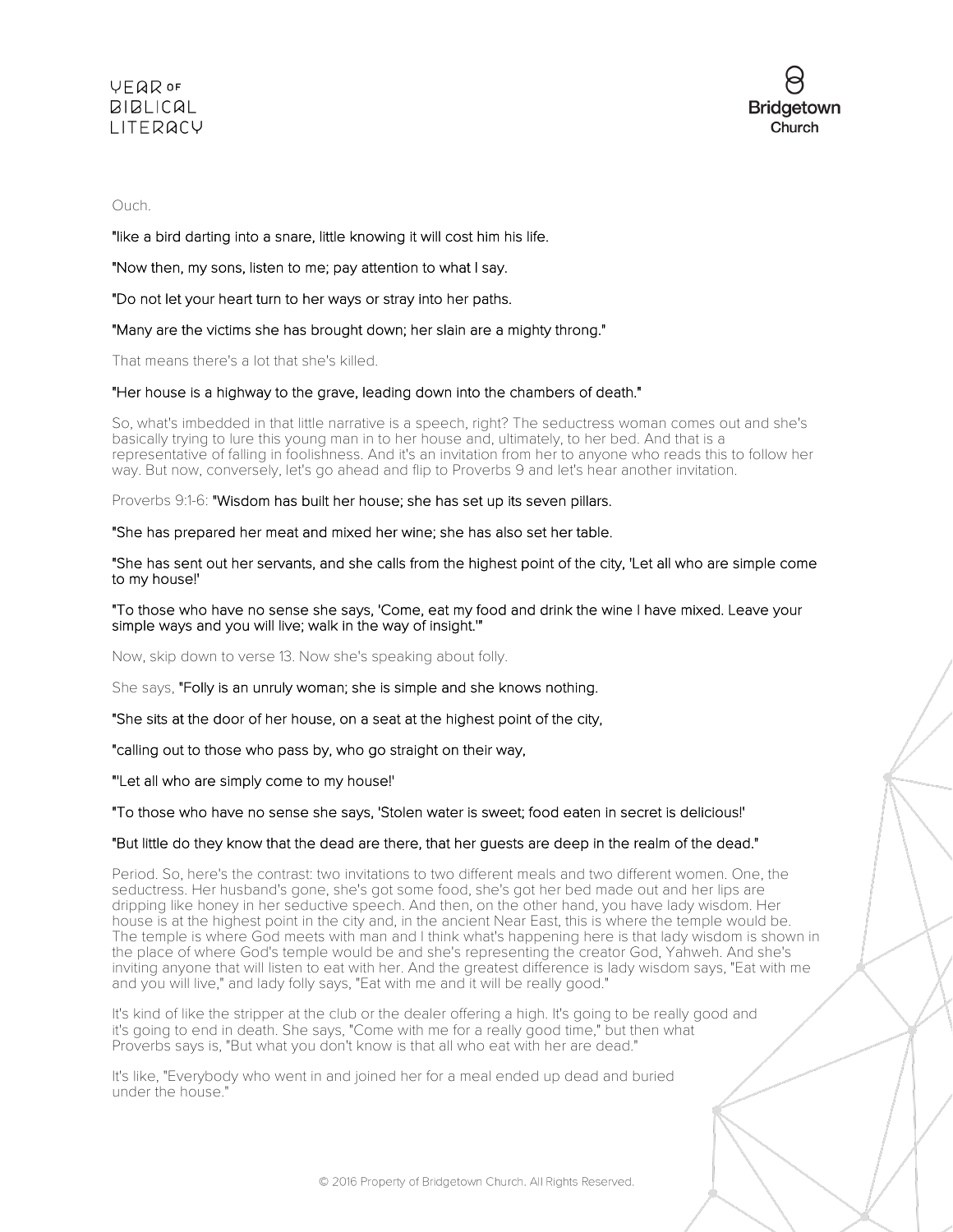Ouch.

**"like a bird darting into a snare, little knowing it will cost him his life.**

**"Now then, my sons, listen to me; pay attention to what I say.**

**"Do not let your heart turn to her ways or stray into her paths.**

**"Many are the victims she has brought down; her slain are a mighty throng."**

That means there's a lot that she's killed.

**"Her house is a highway to the grave, leading down into the chambers of death."**

So, what's imbedded in that little narrative is a speech, right? The seductress woman comes out and she's basically trying to lure this young man in to her house and, ultimately, to her bed. And that is a representative of falling in foolishness. And it's an invitation from her to anyone who reads this to follow her way. But now, conversely, let's go ahead and flip to Proverbs 9 and let's hear another invitation.

Proverbs 9:1-6: **"Wisdom has built her house; she has set up its seven pillars.**

**"She has prepared her meat and mixed her wine; she has also set her table.**

**"She has sent out her servants, and she calls from the highest point of the city, 'Let all who are simple come to my house!'**

**"To those who have no sense she says, 'Come, eat my food and drink the wine I have mixed. Leave your simple ways and you will live; walk in the way of insight.'"**

Now, skip down to verse 13. Now she's speaking about folly.

She says, **"Folly is an unruly woman; she is simple and she knows nothing.**

**"She sits at the door of her house, on a seat at the highest point of the city,**

**"calling out to those who pass by, who go straight on their way,**

**"'Let all who are simply come to my house!'**

**"To those who have no sense she says, 'Stolen water is sweet; food eaten in secret is delicious!'**

**"But little do they know that the dead are there, that her guests are deep in the realm of the dead."**

Period. So, here's the contrast: two invitations to two different meals and two different women. One, the seductress. Her husband's gone, she's got some food, she's got her bed made out and her lips are dripping like honey in her seductive speech. And then, on the other hand, you have lady wisdom. Her house is at the highest point in the city and, in the ancient Near East, this is where the temple would be. The temple is where God meets with man and I think what's happening here is that lady wisdom is shown in the place of where God's temple would be and she's representing the creator God, Yahweh. And she's inviting anyone that will listen to eat with her. And the greatest difference is lady wisdom says, "Eat with me and you will live," and lady folly says, "Eat with me and it will be really good."

It's kind of like the stripper at the club or the dealer offering a high. It's going to be really good and it's going to end in death. She says, "Come with me for a really good time," but then what Proverbs says is, "But what you don't know is that all who eat with her are dead."

It's like, "Everybody who went in and joined her for a meal ended up dead and buried under the house."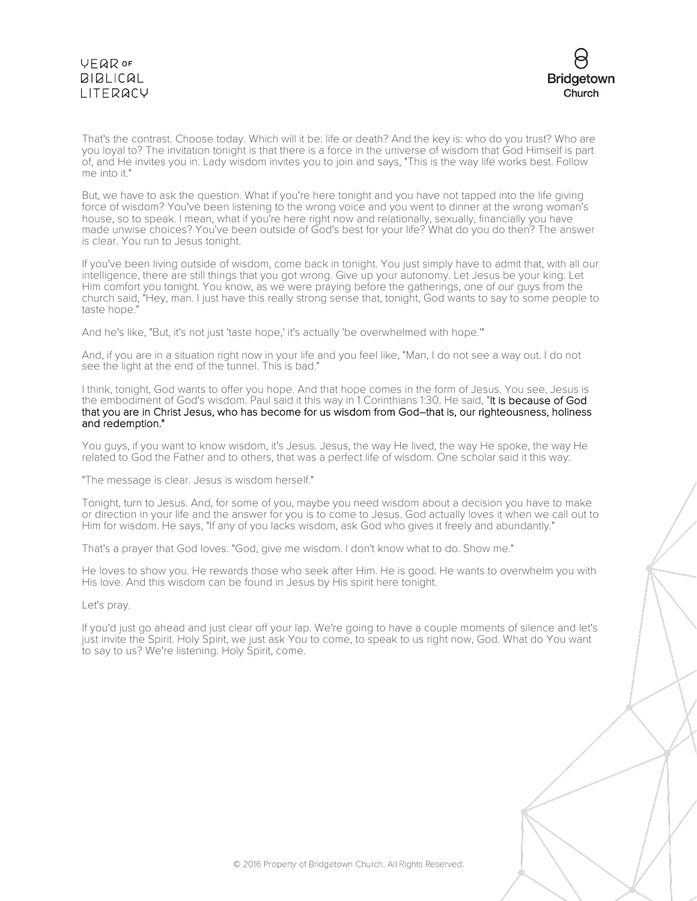That's the contrast. Choose today. Which will it be: life or death? And the key is: who do you trust? Who are you loyal to? The invitation tonight is that there is a force in the universe of wisdom that God Himself is part of, and He invites you in. Lady wisdom invites you to join and says, "This is the way life works best. Follow me into it."

But, we have to ask the question. What if you're here tonight and you have not tapped into the life giving force of wisdom? You've been listening to the wrong voice and you went to dinner at the wrong woman's house, so to speak. I mean, what if you're here right now and relationally, sexually, financially you have made unwise choices? You've been outside of God's best for your life? What do you do then? The answer is clear. You run to Jesus tonight.

If you've been living outside of wisdom, come back in tonight. You just simply have to admit that, with all our intelligence, there are still things that you got wrong. Give up your autonomy. Let Jesus be your king. Let Him comfort you tonight. You know, as we were praying before the gatherings, one of our guys from the church said, "Hey, man. I just have this really strong sense that, tonight, God wants to say to some people to taste hope."

And he's like, "But, it's not just 'taste hope,' it's actually 'be overwhelmed with hope.'"

And, if you are in a situation right now in your life and you feel like, "Man, I do not see a way out. I do not see the light at the end of the tunnel. This is bad."

I think, tonight, God wants to offer you hope. And that hope comes in the form of Jesus. You see, Jesus is the embodiment of God's wisdom. Paul said it this way in 1 Corinthians 1:30. He said, "It is because of God that you are in Christ Jesus, who has become for us wisdom from God–that is, our righteousness, holiness and redemption."

You guys, if you want to know wisdom, it's Jesus. Jesus, the way He lived, the way He spoke, the way He related to God the Father and to others, that was a perfect life of wisdom. One scholar said it this way:

"The message is clear. Jesus is wisdom herself."

Tonight, turn to Jesus. And, for some of you, maybe you need wisdom about a decision you have to make or direction in your life and the answer for you is to come to Jesus. God actually loves it when we call out to Him for wisdom. He says, "If any of you lacks wisdom, ask God who gives it freely and abundantly."

That's a prayer that God loves. "God, give me wisdom. I don't know what to do. Show me."

He loves to show you. He rewards those who seek after Him. He is good. He wants to overwhelm you with His love. And this wisdom can be found in Jesus by His spirit here tonight.

Let's pray.

If you'd just go ahead and just clear off your lap. We're going to have a couple moments of silence and let's just invite the Spirit. Holy Spirit, we just ask You to come, to speak to us right now, God. What do You want to say to us? We're listening. Holy Spirit, come.